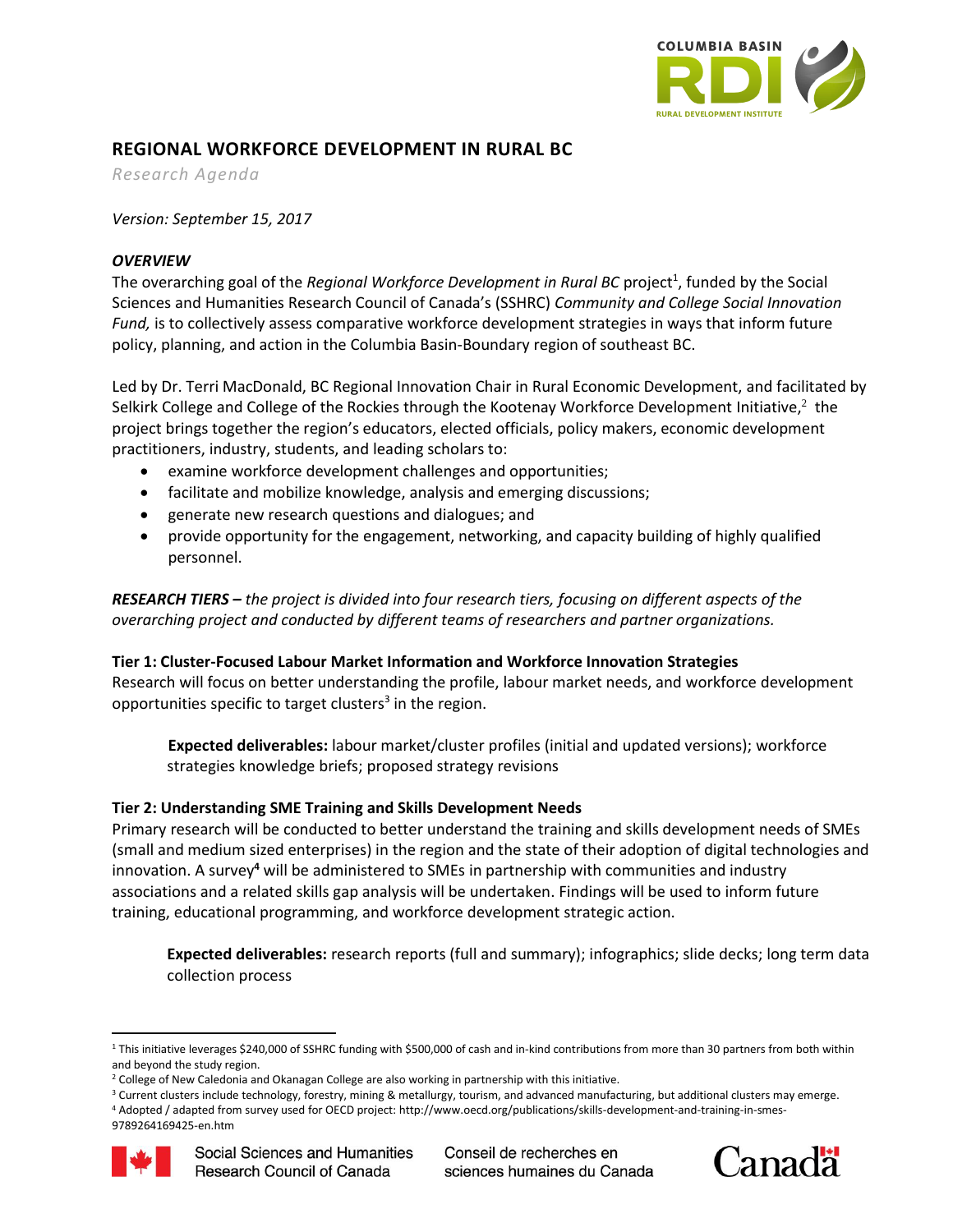# REGIONAL WORKFORCE DEVELOPMENT IN RURAL BC

*Research Agenda*

*Version: September 15, 2017*

***OVERVIEW***

The overarching goal of the *Regional Workforce Development in Rural BC* project[1], funded by the Social Sciences and Humanities Research Council of Canada's (SSHRC) *Community and College Social Innovation Fund,* is to collectively assess comparative workforce development strategies in ways that inform future policy, planning, and action in the Columbia Basin-Boundary region of southeast BC.

Led by Dr. Terri MacDonald, BC Regional Innovation Chair in Rural Economic Development, and facilitated by Selkirk College and College of the Rockies through the Kootenay Workforce Development Initiative,[2] the project brings together the region's educators, elected officials, policy makers, economic development practitioners, industry, students, and leading scholars to:

- examine workforce development challenges and opportunities;
- facilitate and mobilize knowledge, analysis and emerging discussions;
- generate new research questions and dialogues; and
- provide opportunity for the engagement, networking, and capacity building of highly qualified personnel.

***RESEARCH TIERS –*** *the project is divided into four research tiers, focusing on different aspects of the overarching project and conducted by different teams of researchers and partner organizations.*

**Tier 1: Cluster-Focused Labour Market Information and Workforce Innovation Strategies**

Research will focus on better understanding the profile, labour market needs, and workforce development opportunities specific to target clusters[3] in the region.

> **Expected deliverables:** labour market/cluster profiles (initial and updated versions); workforce strategies knowledge briefs; proposed strategy revisions

**Tier 2: Understanding SME Training and Skills Development Needs**

Primary research will be conducted to better understand the training and skills development needs of SMEs (small and medium sized enterprises) in the region and the state of their adoption of digital technologies and innovation. A survey[4] will be administered to SMEs in partnership with communities and industry associations and a related skills gap analysis will be undertaken. Findings will be used to inform future training, educational programming, and workforce development strategic action.

> **Expected deliverables:** research reports (full and summary); infographics; slide decks; long term data collection process

---

[1] This initiative leverages $240,000 of SSHRC funding with $500,000 of cash and in-kind contributions from more than 30 partners from both within and beyond the study region.

[2] College of New Caledonia and Okanagan College are also working in partnership with this initiative.

[3] Current clusters include technology, forestry, mining & metallurgy, tourism, and advanced manufacturing, but additional clusters may emerge.

[4] Adopted / adapted from survey used for OECD project: http://www.oecd.org/publications/skills-development-and-training-in-smes-9789264169425-en.htm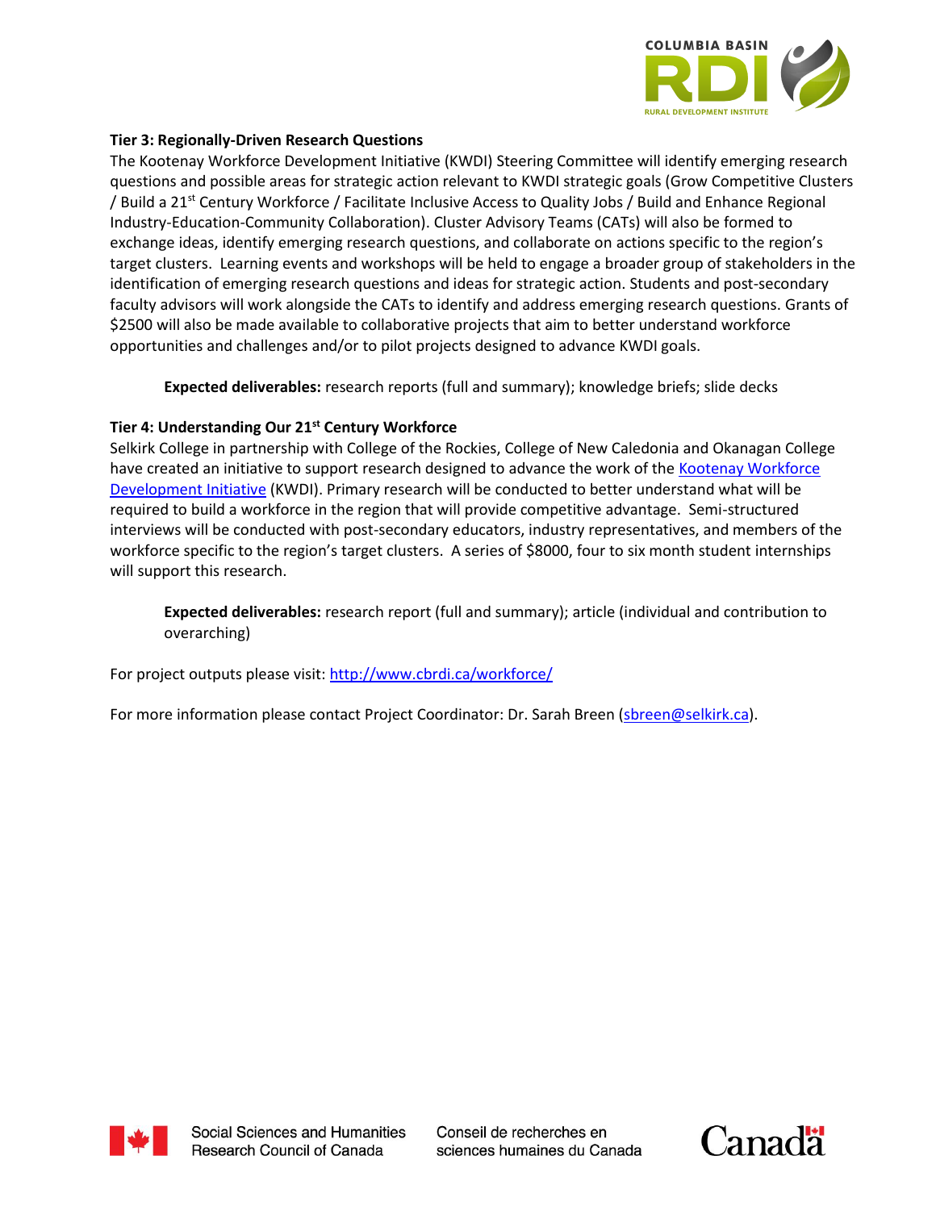**Tier 3: Regionally-Driven Research Questions**

The Kootenay Workforce Development Initiative (KWDI) Steering Committee will identify emerging research questions and possible areas for strategic action relevant to KWDI strategic goals (Grow Competitive Clusters / Build a 21st Century Workforce / Facilitate Inclusive Access to Quality Jobs / Build and Enhance Regional Industry-Education-Community Collaboration). Cluster Advisory Teams (CATs) will also be formed to exchange ideas, identify emerging research questions, and collaborate on actions specific to the region's target clusters. Learning events and workshops will be held to engage a broader group of stakeholders in the identification of emerging research questions and ideas for strategic action. Students and post-secondary faculty advisors will work alongside the CATs to identify and address emerging research questions. Grants of $2500 will also be made available to collaborative projects that aim to better understand workforce opportunities and challenges and/or to pilot projects designed to advance KWDI goals.

> **Expected deliverables:** research reports (full and summary); knowledge briefs; slide decks

**Tier 4: Understanding Our 21st Century Workforce**

Selkirk College in partnership with College of the Rockies, College of New Caledonia and Okanagan College have created an initiative to support research designed to advance the work of the Kootenay Workforce Development Initiative (KWDI). Primary research will be conducted to better understand what will be required to build a workforce in the region that will provide competitive advantage. Semi-structured interviews will be conducted with post-secondary educators, industry representatives, and members of the workforce specific to the region's target clusters. A series of $8000, four to six month student internships will support this research.

> **Expected deliverables:** research report (full and summary); article (individual and contribution to overarching)

For project outputs please visit: http://www.cbrdi.ca/workforce/

For more information please contact Project Coordinator: Dr. Sarah Breen (sbreen@selkirk.ca).